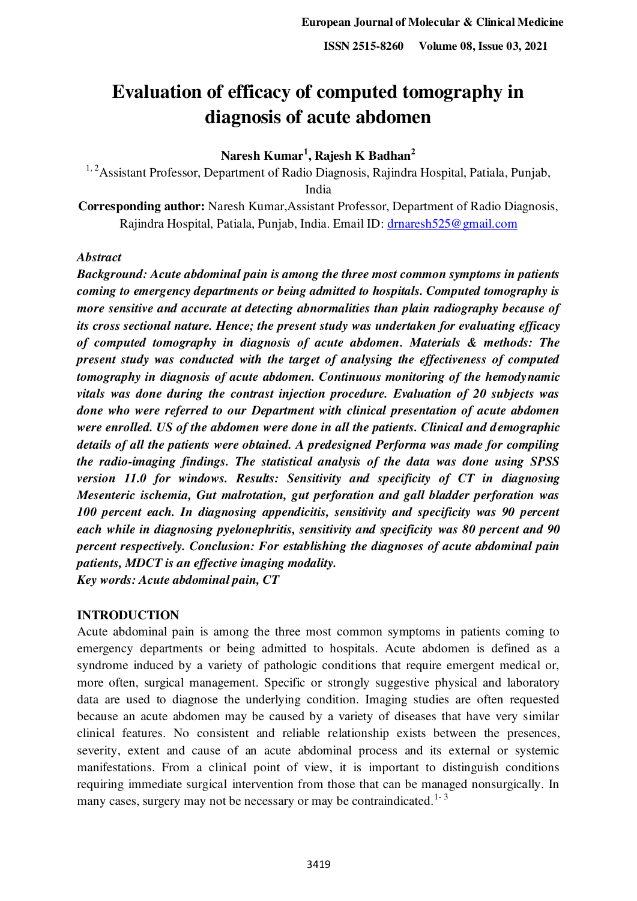# Evaluation of efficacy of computed tomography in diagnosis of acute abdomen

**Naresh Kumar[1], Rajesh K Badhan[2]**

[1, 2]Assistant Professor, Department of Radio Diagnosis, Rajindra Hospital, Patiala, Punjab, India

**Corresponding author:** Naresh Kumar,Assistant Professor, Department of Radio Diagnosis, Rajindra Hospital, Patiala, Punjab, India. Email ID: drnaresh525@gmail.com

*Abstract*

***Background: Acute abdominal pain is among the three most common symptoms in patients coming to emergency departments or being admitted to hospitals. Computed tomography is more sensitive and accurate at detecting abnormalities than plain radiography because of its cross sectional nature. Hence; the present study was undertaken for evaluating efficacy of computed tomography in diagnosis of acute abdomen. Materials & methods: The present study was conducted with the target of analysing the effectiveness of computed tomography in diagnosis of acute abdomen. Continuous monitoring of the hemodynamic vitals was done during the contrast injection procedure. Evaluation of 20 subjects was done who were referred to our Department with clinical presentation of acute abdomen were enrolled. US of the abdomen were done in all the patients. Clinical and demographic details of all the patients were obtained. A predesigned Performa was made for compiling the radio-imaging findings. The statistical analysis of the data was done using SPSS version 11.0 for windows. Results: Sensitivity and specificity of CT in diagnosing Mesenteric ischemia, Gut malrotation, gut perforation and gall bladder perforation was 100 percent each. In diagnosing appendicitis, sensitivity and specificity was 90 percent each while in diagnosing pyelonephritis, sensitivity and specificity was 80 percent and 90 percent respectively. Conclusion: For establishing the diagnoses of acute abdominal pain patients, MDCT is an effective imaging modality.***

***Key words: Acute abdominal pain, CT***

## INTRODUCTION

Acute abdominal pain is among the three most common symptoms in patients coming to emergency departments or being admitted to hospitals. Acute abdomen is defined as a syndrome induced by a variety of pathologic conditions that require emergent medical or, more often, surgical management. Specific or strongly suggestive physical and laboratory data are used to diagnose the underlying condition. Imaging studies are often requested because an acute abdomen may be caused by a variety of diseases that have very similar clinical features. No consistent and reliable relationship exists between the presences, severity, extent and cause of an acute abdominal process and its external or systemic manifestations. From a clinical point of view, it is important to distinguish conditions requiring immediate surgical intervention from those that can be managed nonsurgically. In many cases, surgery may not be necessary or may be contraindicated.[1-3]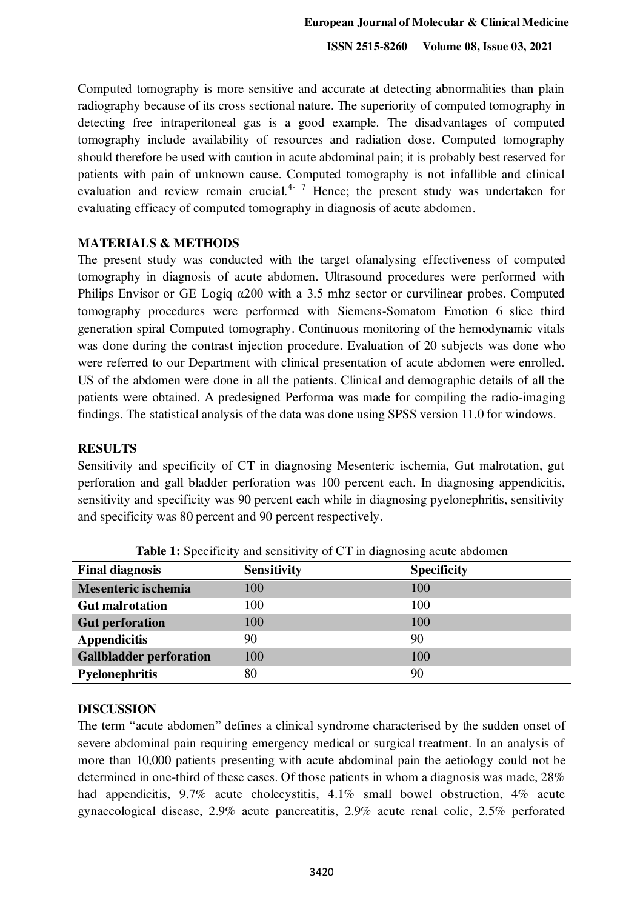Computed tomography is more sensitive and accurate at detecting abnormalities than plain radiography because of its cross sectional nature. The superiority of computed tomography in detecting free intraperitoneal gas is a good example. The disadvantages of computed tomography include availability of resources and radiation dose. Computed tomography should therefore be used with caution in acute abdominal pain; it is probably best reserved for patients with pain of unknown cause. Computed tomography is not infallible and clinical evaluation and review remain crucial.[4-7] Hence; the present study was undertaken for evaluating efficacy of computed tomography in diagnosis of acute abdomen.

## MATERIALS & METHODS

The present study was conducted with the target ofanalysing effectiveness of computed tomography in diagnosis of acute abdomen. Ultrasound procedures were performed with Philips Envisor or GE Logiq α200 with a 3.5 mhz sector or curvilinear probes. Computed tomography procedures were performed with Siemens-Somatom Emotion 6 slice third generation spiral Computed tomography. Continuous monitoring of the hemodynamic vitals was done during the contrast injection procedure. Evaluation of 20 subjects was done who were referred to our Department with clinical presentation of acute abdomen were enrolled. US of the abdomen were done in all the patients. Clinical and demographic details of all the patients were obtained. A predesigned Performa was made for compiling the radio-imaging findings. The statistical analysis of the data was done using SPSS version 11.0 for windows.

## RESULTS

Sensitivity and specificity of CT in diagnosing Mesenteric ischemia, Gut malrotation, gut perforation and gall bladder perforation was 100 percent each. In diagnosing appendicitis, sensitivity and specificity was 90 percent each while in diagnosing pyelonephritis, sensitivity and specificity was 80 percent and 90 percent respectively.

**Table 1:** Specificity and sensitivity of CT in diagnosing acute abdomen

| Final diagnosis | Sensitivity | Specificity |
|---|---|---|
| **Mesenteric ischemia** | 100 | 100 |
| **Gut malrotation** | 100 | 100 |
| **Gut perforation** | 100 | 100 |
| **Appendicitis** | 90 | 90 |
| **Gallbladder perforation** | 100 | 100 |
| **Pyelonephritis** | 80 | 90 |

## DISCUSSION

The term "acute abdomen" defines a clinical syndrome characterised by the sudden onset of severe abdominal pain requiring emergency medical or surgical treatment. In an analysis of more than 10,000 patients presenting with acute abdominal pain the aetiology could not be determined in one-third of these cases. Of those patients in whom a diagnosis was made, 28% had appendicitis, 9.7% acute cholecystitis, 4.1% small bowel obstruction, 4% acute gynaecological disease, 2.9% acute pancreatitis, 2.9% acute renal colic, 2.5% perforated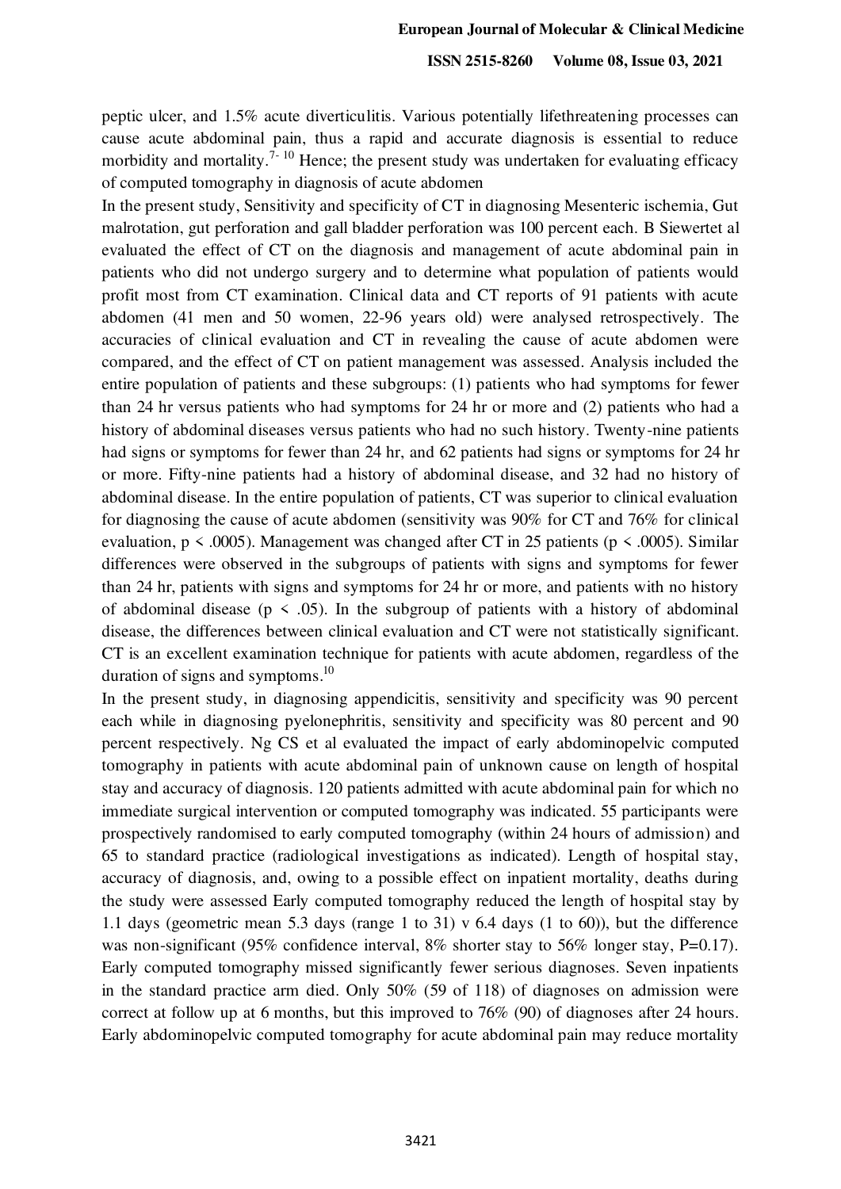peptic ulcer, and 1.5% acute diverticulitis. Various potentially lifethreatening processes can cause acute abdominal pain, thus a rapid and accurate diagnosis is essential to reduce morbidity and mortality.[7-10] Hence; the present study was undertaken for evaluating efficacy of computed tomography in diagnosis of acute abdomen

In the present study, Sensitivity and specificity of CT in diagnosing Mesenteric ischemia, Gut malrotation, gut perforation and gall bladder perforation was 100 percent each. B Siewertet al evaluated the effect of CT on the diagnosis and management of acute abdominal pain in patients who did not undergo surgery and to determine what population of patients would profit most from CT examination. Clinical data and CT reports of 91 patients with acute abdomen (41 men and 50 women, 22-96 years old) were analysed retrospectively. The accuracies of clinical evaluation and CT in revealing the cause of acute abdomen were compared, and the effect of CT on patient management was assessed. Analysis included the entire population of patients and these subgroups: (1) patients who had symptoms for fewer than 24 hr versus patients who had symptoms for 24 hr or more and (2) patients who had a history of abdominal diseases versus patients who had no such history. Twenty-nine patients had signs or symptoms for fewer than 24 hr, and 62 patients had signs or symptoms for 24 hr or more. Fifty-nine patients had a history of abdominal disease, and 32 had no history of abdominal disease. In the entire population of patients, CT was superior to clinical evaluation for diagnosing the cause of acute abdomen (sensitivity was 90% for CT and 76% for clinical evaluation, $p < .0005$). Management was changed after CT in 25 patients ($p < .0005$). Similar differences were observed in the subgroups of patients with signs and symptoms for fewer than 24 hr, patients with signs and symptoms for 24 hr or more, and patients with no history of abdominal disease ($p < .05$). In the subgroup of patients with a history of abdominal disease, the differences between clinical evaluation and CT were not statistically significant. CT is an excellent examination technique for patients with acute abdomen, regardless of the duration of signs and symptoms.[10]

In the present study, in diagnosing appendicitis, sensitivity and specificity was 90 percent each while in diagnosing pyelonephritis, sensitivity and specificity was 80 percent and 90 percent respectively. Ng CS et al evaluated the impact of early abdominopelvic computed tomography in patients with acute abdominal pain of unknown cause on length of hospital stay and accuracy of diagnosis. 120 patients admitted with acute abdominal pain for which no immediate surgical intervention or computed tomography was indicated. 55 participants were prospectively randomised to early computed tomography (within 24 hours of admission) and 65 to standard practice (radiological investigations as indicated). Length of hospital stay, accuracy of diagnosis, and, owing to a possible effect on inpatient mortality, deaths during the study were assessed Early computed tomography reduced the length of hospital stay by 1.1 days (geometric mean 5.3 days (range 1 to 31) v 6.4 days (1 to 60)), but the difference was non-significant (95% confidence interval, 8% shorter stay to 56% longer stay, $P=0.17$). Early computed tomography missed significantly fewer serious diagnoses. Seven inpatients in the standard practice arm died. Only 50% (59 of 118) of diagnoses on admission were correct at follow up at 6 months, but this improved to 76% (90) of diagnoses after 24 hours. Early abdominopelvic computed tomography for acute abdominal pain may reduce mortality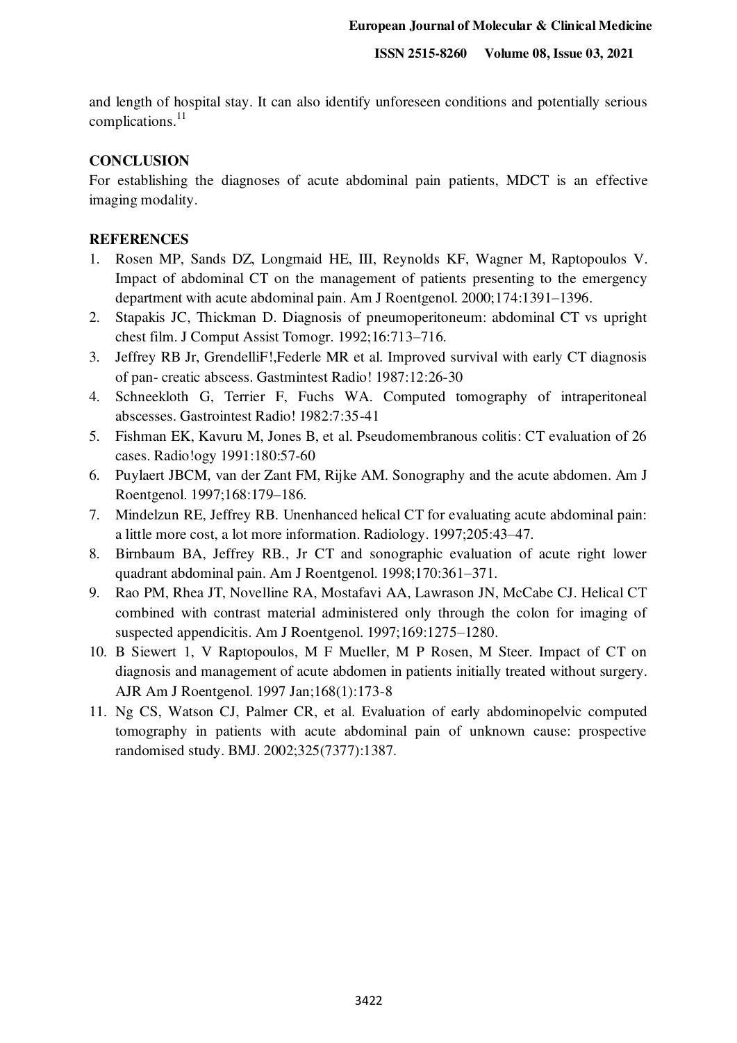and length of hospital stay. It can also identify unforeseen conditions and potentially serious complications.[11]

## CONCLUSION

For establishing the diagnoses of acute abdominal pain patients, MDCT is an effective imaging modality.

## REFERENCES

1. Rosen MP, Sands DZ, Longmaid HE, III, Reynolds KF, Wagner M, Raptopoulos V. Impact of abdominal CT on the management of patients presenting to the emergency department with acute abdominal pain. Am J Roentgenol. 2000;174:1391–1396.
2. Stapakis JC, Thickman D. Diagnosis of pneumoperitoneum: abdominal CT vs upright chest film. J Comput Assist Tomogr. 1992;16:713–716.
3. Jeffrey RB Jr, GrendelliF!,Federle MR et al. Improved survival with early CT diagnosis of pan- creatic abscess. Gastmintest Radio! 1987:12:26-30
4. Schneekloth G, Terrier F, Fuchs WA. Computed tomography of intraperitoneal abscesses. Gastrointest Radio! 1982:7:35-41
5. Fishman EK, Kavuru M, Jones B, et al. Pseudomembranous colitis: CT evaluation of 26 cases. Radio!ogy 1991:180:57-60
6. Puylaert JBCM, van der Zant FM, Rijke AM. Sonography and the acute abdomen. Am J Roentgenol. 1997;168:179–186.
7. Mindelzun RE, Jeffrey RB. Unenhanced helical CT for evaluating acute abdominal pain: a little more cost, a lot more information. Radiology. 1997;205:43–47.
8. Birnbaum BA, Jeffrey RB., Jr CT and sonographic evaluation of acute right lower quadrant abdominal pain. Am J Roentgenol. 1998;170:361–371.
9. Rao PM, Rhea JT, Novelline RA, Mostafavi AA, Lawrason JN, McCabe CJ. Helical CT combined with contrast material administered only through the colon for imaging of suspected appendicitis. Am J Roentgenol. 1997;169:1275–1280.
10. B Siewert 1, V Raptopoulos, M F Mueller, M P Rosen, M Steer. Impact of CT on diagnosis and management of acute abdomen in patients initially treated without surgery. AJR Am J Roentgenol. 1997 Jan;168(1):173-8
11. Ng CS, Watson CJ, Palmer CR, et al. Evaluation of early abdominopelvic computed tomography in patients with acute abdominal pain of unknown cause: prospective randomised study. BMJ. 2002;325(7377):1387.